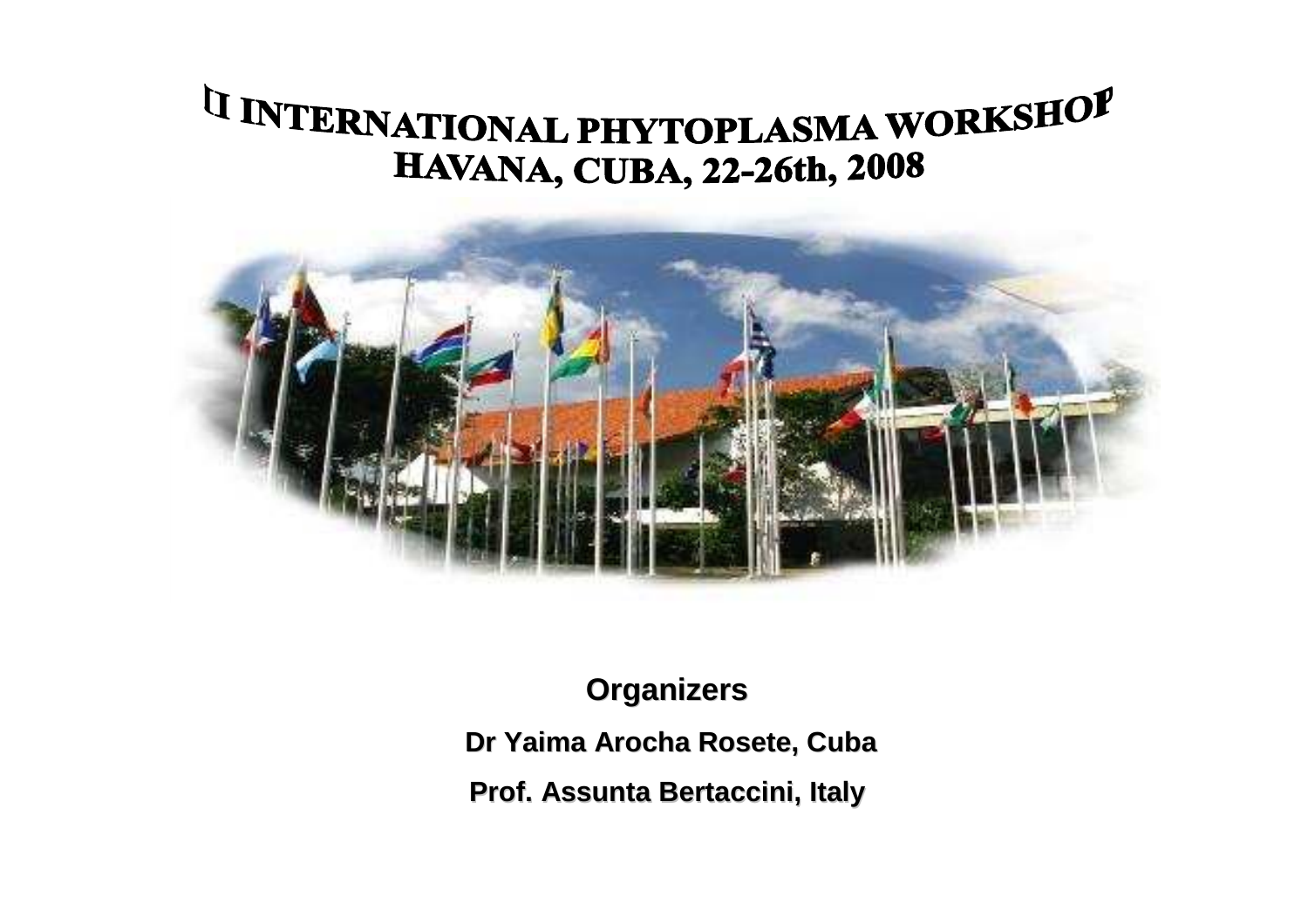# II INTERNATIONAL PHYTOPLASMA WORKSHOP
## HAVANA, CUBA, 22-26th, 2008

**Organizers**

**Dr Yaima Arocha Rosete, Cuba**

**Prof. Assunta Bertaccini, Italy**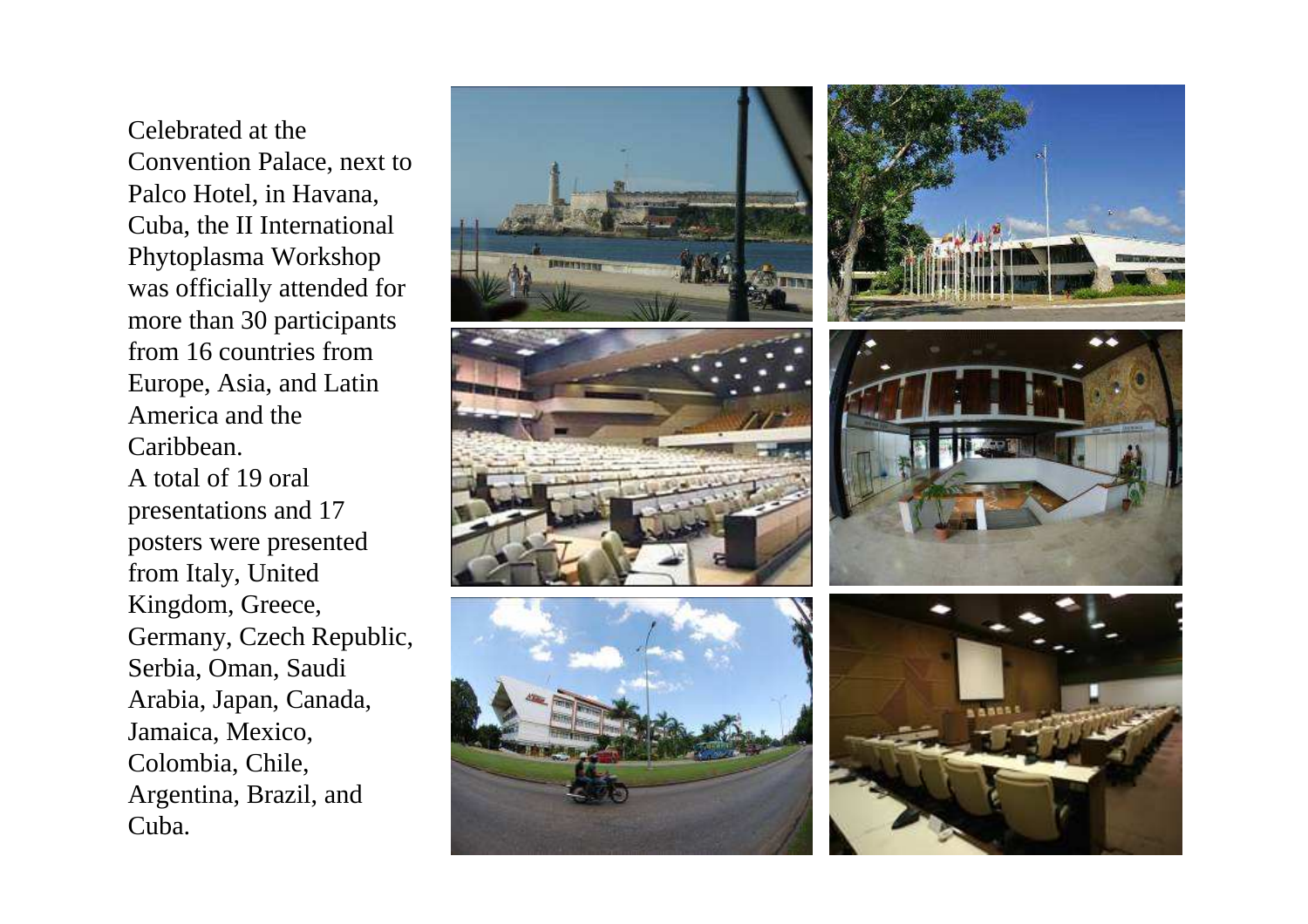Celebrated at the Convention Palace, next to Palco Hotel, in Havana, Cuba, the II International Phytoplasma Workshop was officially attended for more than 30 participants from 16 countries from Europe, Asia, and Latin America and the Caribbean.

A total of 19 oral presentations and 17 posters were presented from Italy, United Kingdom, Greece, Germany, Czech Republic, Serbia, Oman, Saudi Arabia, Japan, Canada, Jamaica, Mexico, Colombia, Chile, Argentina, Brazil, and Cuba.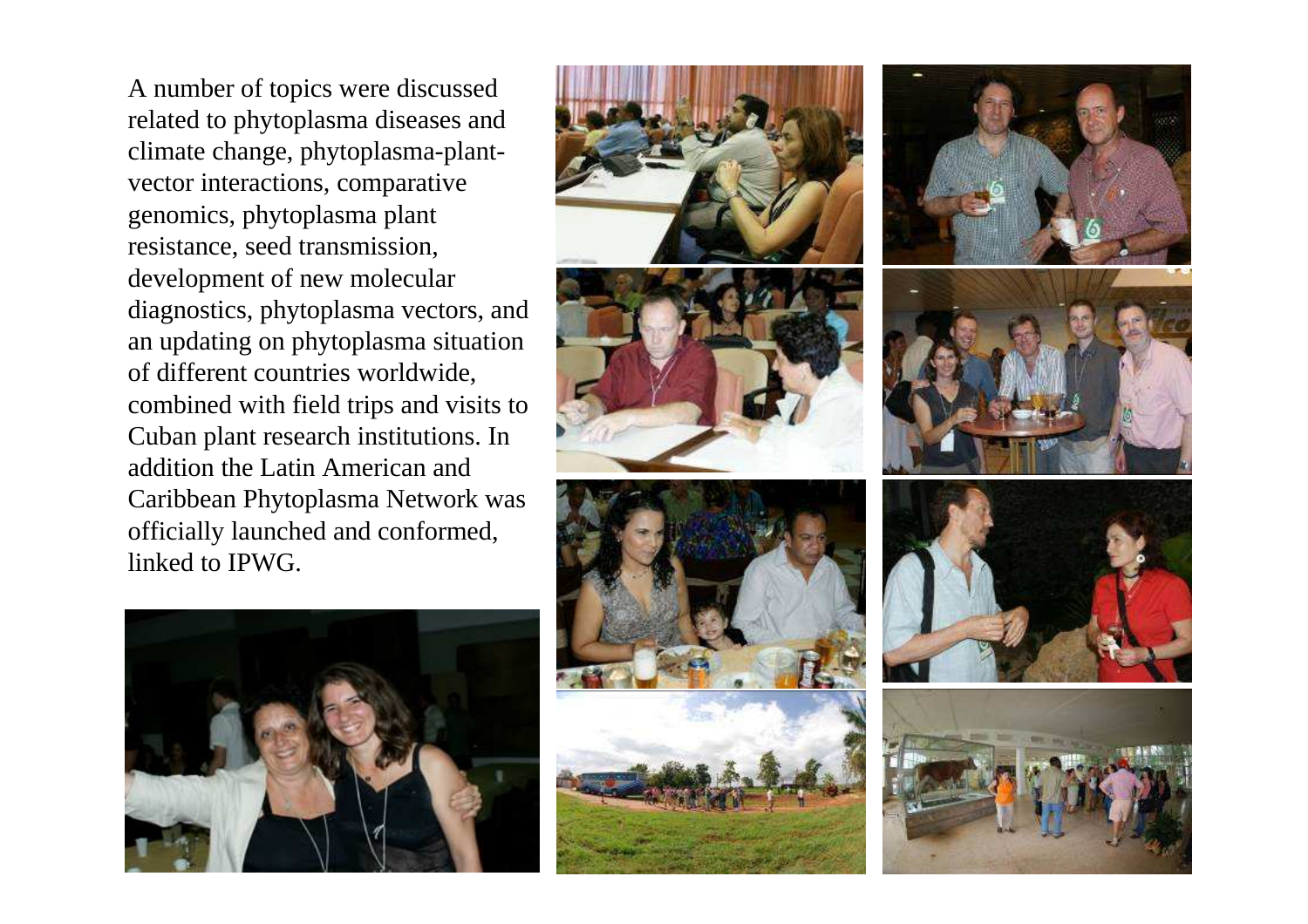A number of topics were discussed related to phytoplasma diseases and climate change, phytoplasma-plant-vector interactions, comparative genomics, phytoplasma plant resistance, seed transmission, development of new molecular diagnostics, phytoplasma vectors, and an updating on phytoplasma situation of different countries worldwide, combined with field trips and visits to Cuban plant research institutions. In addition the Latin American and Caribbean Phytoplasma Network was officially launched and conformed, linked to IPWG.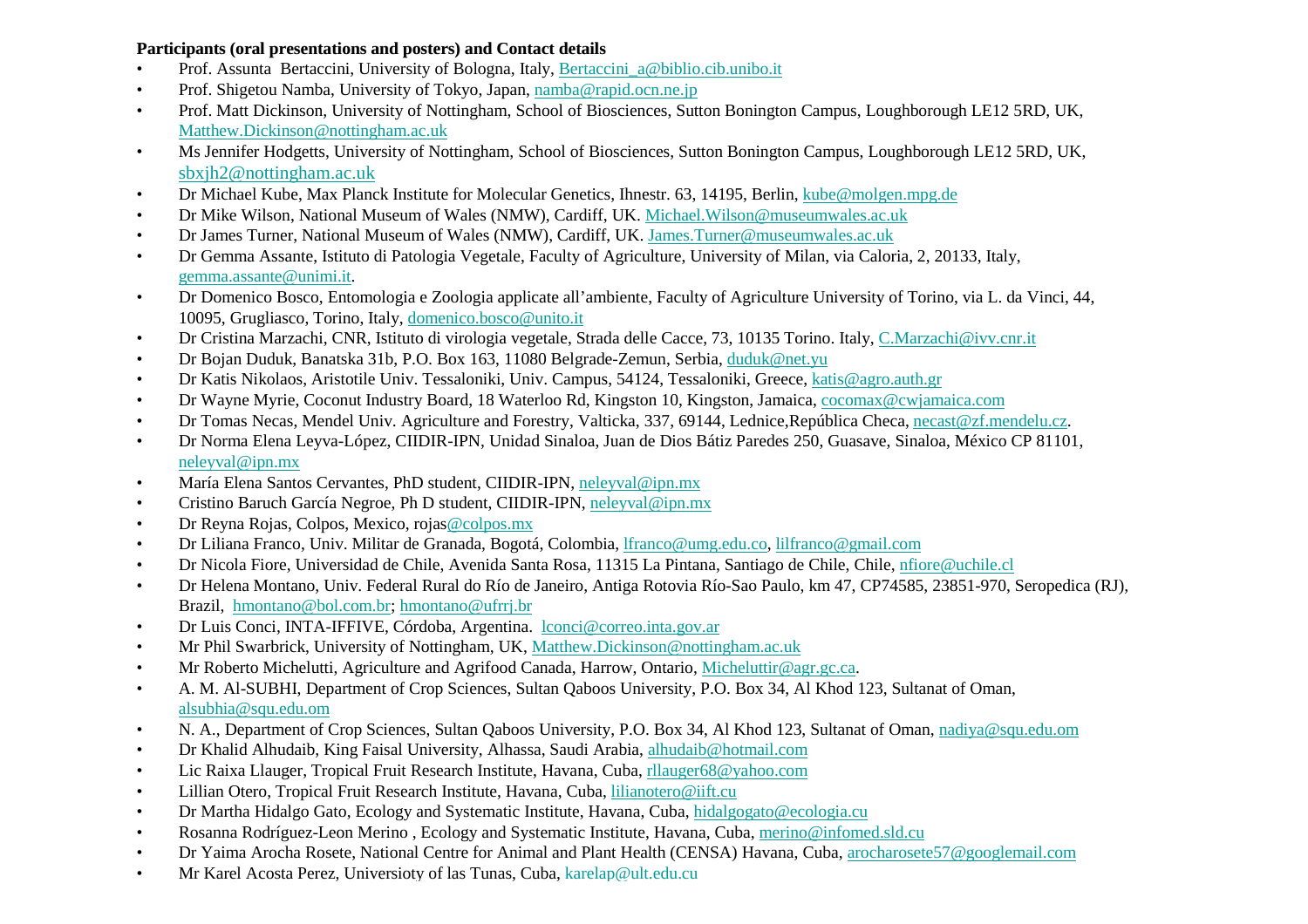**Participants (oral presentations and posters) and Contact details**

- Prof. Assunta Bertaccini, University of Bologna, Italy, Bertaccini_a@biblio.cib.unibo.it
- Prof. Shigetou Namba, University of Tokyo, Japan, namba@rapid.ocn.ne.jp
- Prof. Matt Dickinson, University of Nottingham, School of Biosciences, Sutton Bonington Campus, Loughborough LE12 5RD, UK, Matthew.Dickinson@nottingham.ac.uk
- Ms Jennifer Hodgetts, University of Nottingham, School of Biosciences, Sutton Bonington Campus, Loughborough LE12 5RD, UK, sbxjh2@nottingham.ac.uk
- Dr Michael Kube, Max Planck Institute for Molecular Genetics, Ihnestr. 63, 14195, Berlin, kube@molgen.mpg.de
- Dr Mike Wilson, National Museum of Wales (NMW), Cardiff, UK. Michael.Wilson@museumwales.ac.uk
- Dr James Turner, National Museum of Wales (NMW), Cardiff, UK. James.Turner@museumwales.ac.uk
- Dr Gemma Assante, Istituto di Patologia Vegetale, Faculty of Agriculture, University of Milan, via Caloria, 2, 20133, Italy, gemma.assante@unimi.it.
- Dr Domenico Bosco, Entomologia e Zoologia applicate all'ambiente, Faculty of Agriculture University of Torino, via L. da Vinci, 44, 10095, Grugliasco, Torino, Italy, domenico.bosco@unito.it
- Dr Cristina Marzachi, CNR, Istituto di virologia vegetale, Strada delle Cacce, 73, 10135 Torino. Italy, C.Marzachi@ivv.cnr.it
- Dr Bojan Duduk, Banatska 31b, P.O. Box 163, 11080 Belgrade-Zemun, Serbia, duduk@net.yu
- Dr Katis Nikolaos, Aristotile Univ. Tessaloniki, Univ. Campus, 54124, Tessaloniki, Greece, katis@agro.auth.gr
- Dr Wayne Myrie, Coconut Industry Board, 18 Waterloo Rd, Kingston 10, Kingston, Jamaica, cocomax@cwjamaica.com
- Dr Tomas Necas, Mendel Univ. Agriculture and Forestry, Valticka, 337, 69144, Lednice,República Checa, necast@zf.mendelu.cz.
- Dr Norma Elena Leyva-López, CIIDIR-IPN, Unidad Sinaloa, Juan de Dios Bátiz Paredes 250, Guasave, Sinaloa, México CP 81101, neleyval@ipn.mx
- María Elena Santos Cervantes, PhD student, CIIDIR-IPN, neleyval@ipn.mx
- Cristino Baruch García Negroe, Ph D student, CIIDIR-IPN, neleyval@ipn.mx
- Dr Reyna Rojas, Colpos, Mexico, rojas@colpos.mx
- Dr Liliana Franco, Univ. Militar de Granada, Bogotá, Colombia, lfranco@umg.edu.co, lilfranco@gmail.com
- Dr Nicola Fiore, Universidad de Chile, Avenida Santa Rosa, 11315 La Pintana, Santiago de Chile, Chile, nfiore@uchile.cl
- Dr Helena Montano, Univ. Federal Rural do Río de Janeiro, Antiga Rotovia Río-Sao Paulo, km 47, CP74585, 23851-970, Seropedica (RJ), Brazil, hmontano@bol.com.br; hmontano@ufrrj.br
- Dr Luis Conci, INTA-IFFIVE, Córdoba, Argentina. lconci@correo.inta.gov.ar
- Mr Phil Swarbrick, University of Nottingham, UK, Matthew.Dickinson@nottingham.ac.uk
- Mr Roberto Michelutti, Agriculture and Agrifood Canada, Harrow, Ontario, Micheluttir@agr.gc.ca.
- A. M. Al-SUBHI, Department of Crop Sciences, Sultan Qaboos University, P.O. Box 34, Al Khod 123, Sultanat of Oman, alsubhia@squ.edu.om
- N. A., Department of Crop Sciences, Sultan Qaboos University, P.O. Box 34, Al Khod 123, Sultanat of Oman, nadiya@squ.edu.om
- Dr Khalid Alhudaib, King Faisal University, Alhassa, Saudi Arabia, alhudaib@hotmail.com
- Lic Raixa Llauger, Tropical Fruit Research Institute, Havana, Cuba, rllauger68@yahoo.com
- Lillian Otero, Tropical Fruit Research Institute, Havana, Cuba, lilianotero@iift.cu
- Dr Martha Hidalgo Gato, Ecology and Systematic Institute, Havana, Cuba, hidalgogato@ecologia.cu
- Rosanna Rodríguez-Leon Merino , Ecology and Systematic Institute, Havana, Cuba, merino@infomed.sld.cu
- Dr Yaima Arocha Rosete, National Centre for Animal and Plant Health (CENSA) Havana, Cuba, arocharosete57@googlemail.com
- Mr Karel Acosta Perez, Universioty of las Tunas, Cuba, karelap@ult.edu.cu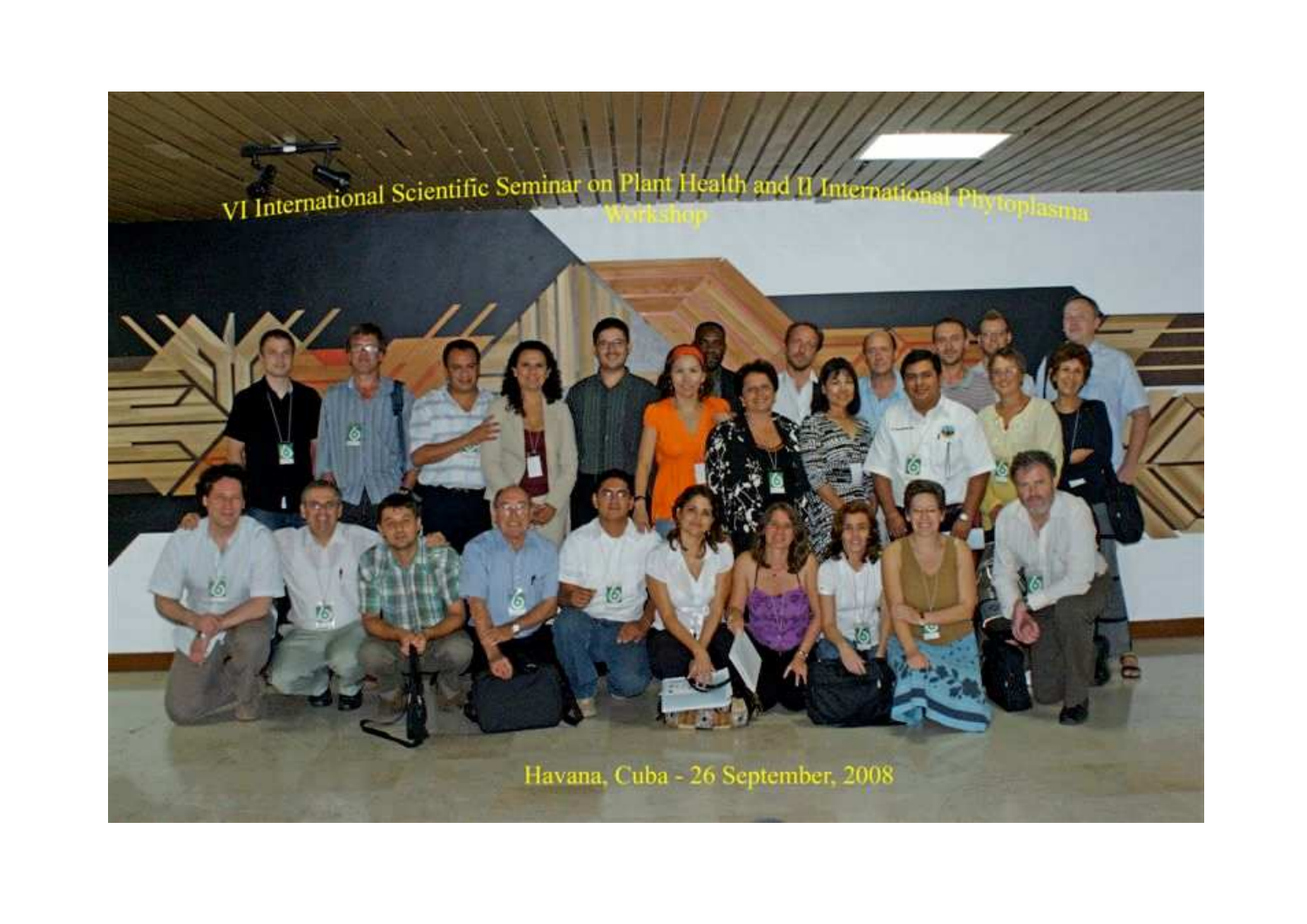VI International Scientific Seminar on Plant Health and II International Phytoplasma Workshop

Havana, Cuba - 26 September, 2008